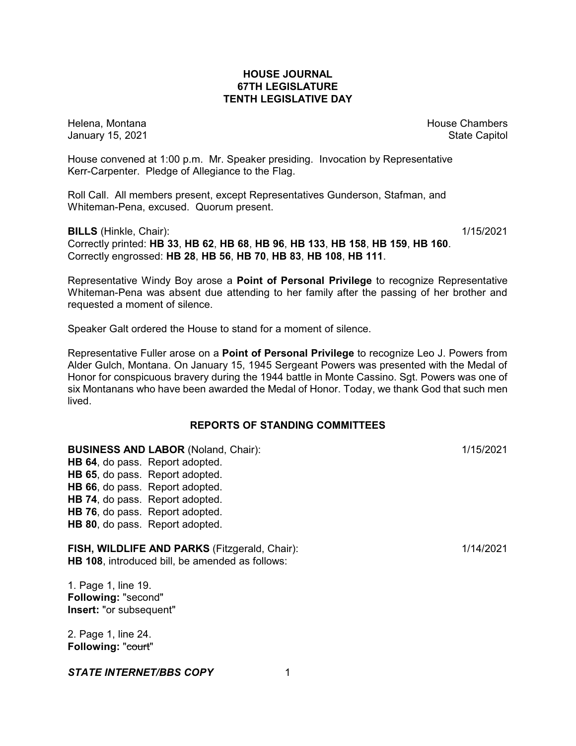# HOUSE JOURNAL
## 67TH LEGISLATURE
## TENTH LEGISLATIVE DAY

Helena, Montana  
January 15, 2021

House Chambers  
State Capitol

House convened at 1:00 p.m. Mr. Speaker presiding. Invocation by Representative Kerr-Carpenter. Pledge of Allegiance to the Flag.

Roll Call. All members present, except Representatives Gunderson, Stafman, and Whiteman-Pena, excused. Quorum present.

**BILLS** (Hinkle, Chair): 1/15/2021  
Correctly printed: **HB 33**, **HB 62**, **HB 68**, **HB 96**, **HB 133**, **HB 158**, **HB 159**, **HB 160**.  
Correctly engrossed: **HB 28**, **HB 56**, **HB 70**, **HB 83**, **HB 108**, **HB 111**.

Representative Windy Boy arose a **Point of Personal Privilege** to recognize Representative Whiteman-Pena was absent due attending to her family after the passing of her brother and requested a moment of silence.

Speaker Galt ordered the House to stand for a moment of silence.

Representative Fuller arose on a **Point of Personal Privilege** to recognize Leo J. Powers from Alder Gulch, Montana. On January 15, 1945 Sergeant Powers was presented with the Medal of Honor for conspicuous bravery during the 1944 battle in Monte Cassino. Sgt. Powers was one of six Montanans who have been awarded the Medal of Honor. Today, we thank God that such men lived.

## REPORTS OF STANDING COMMITTEES

**BUSINESS AND LABOR** (Noland, Chair): 1/15/2021  
**HB 64**, do pass. Report adopted.  
**HB 65**, do pass. Report adopted.  
**HB 66**, do pass. Report adopted.  
**HB 74**, do pass. Report adopted.  
**HB 76**, do pass. Report adopted.  
**HB 80**, do pass. Report adopted.

**FISH, WILDLIFE AND PARKS** (Fitzgerald, Chair): 1/14/2021  
**HB 108**, introduced bill, be amended as follows:

1. Page 1, line 19.  
**Following:** "second"  
**Insert:** "or subsequent"

2. Page 1, line 24.  
**Following:** "~~court~~"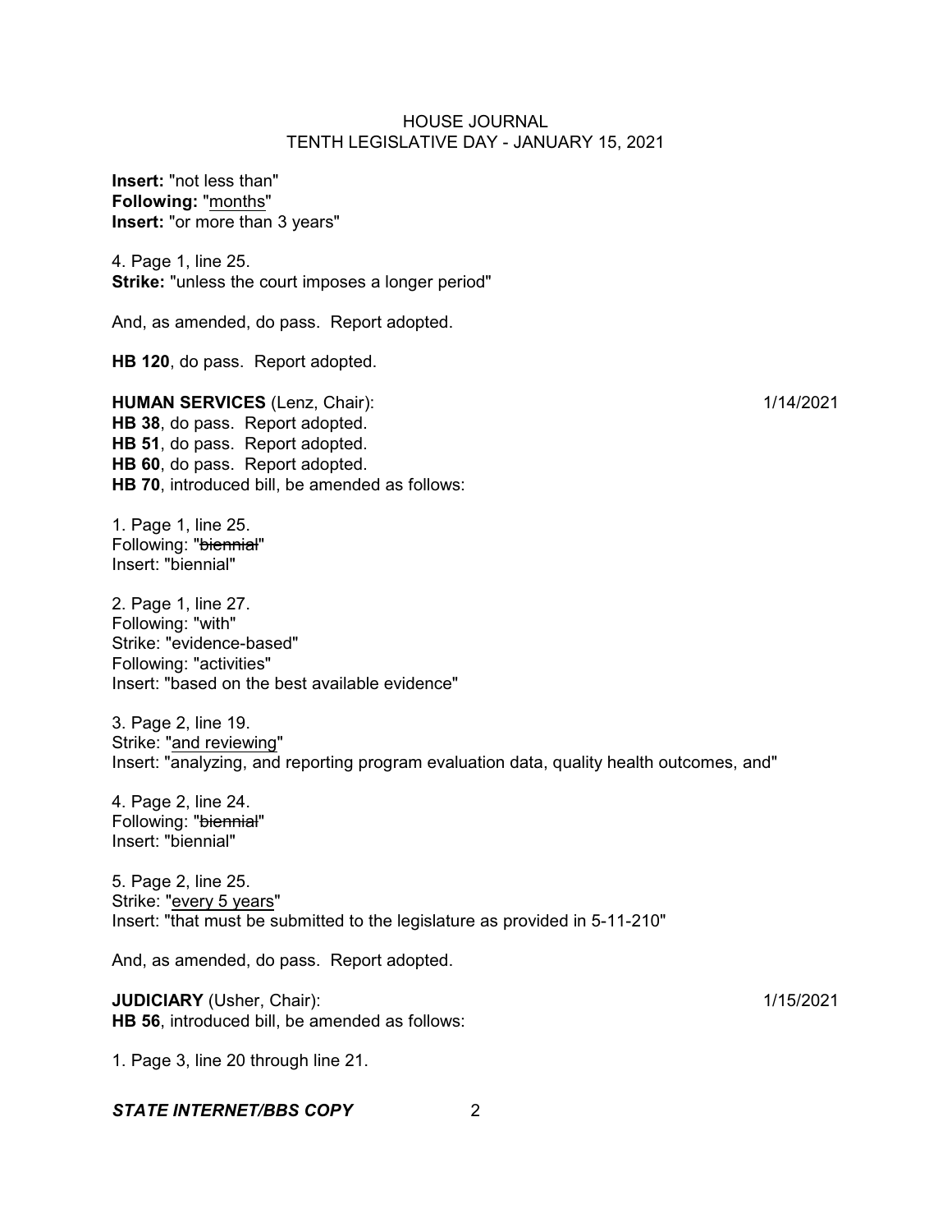**Insert:** "not less than"
**Following:** "<u>months</u>"
**Insert:** "or more than 3 years"

4. Page 1, line 25.
**Strike:** "unless the court imposes a longer period"

And, as amended, do pass. Report adopted.

**HB 120**, do pass. Report adopted.

**HUMAN SERVICES** (Lenz, Chair): 1/14/2021
**HB 38**, do pass. Report adopted.
**HB 51**, do pass. Report adopted.
**HB 60**, do pass. Report adopted.
**HB 70**, introduced bill, be amended as follows:

1. Page 1, line 25.
Following: "~~biennial~~"
Insert: "biennial"

2. Page 1, line 27.
Following: "with"
Strike: "evidence-based"
Following: "activities"
Insert: "based on the best available evidence"

3. Page 2, line 19.
Strike: "<u>and reviewing</u>"
Insert: "analyzing, and reporting program evaluation data, quality health outcomes, and"

4. Page 2, line 24.
Following: "~~biennial~~"
Insert: "biennial"

5. Page 2, line 25.
Strike: "<u>every 5 years</u>"
Insert: "that must be submitted to the legislature as provided in 5-11-210"

And, as amended, do pass. Report adopted.

**JUDICIARY** (Usher, Chair): 1/15/2021
**HB 56**, introduced bill, be amended as follows:

1. Page 3, line 20 through line 21.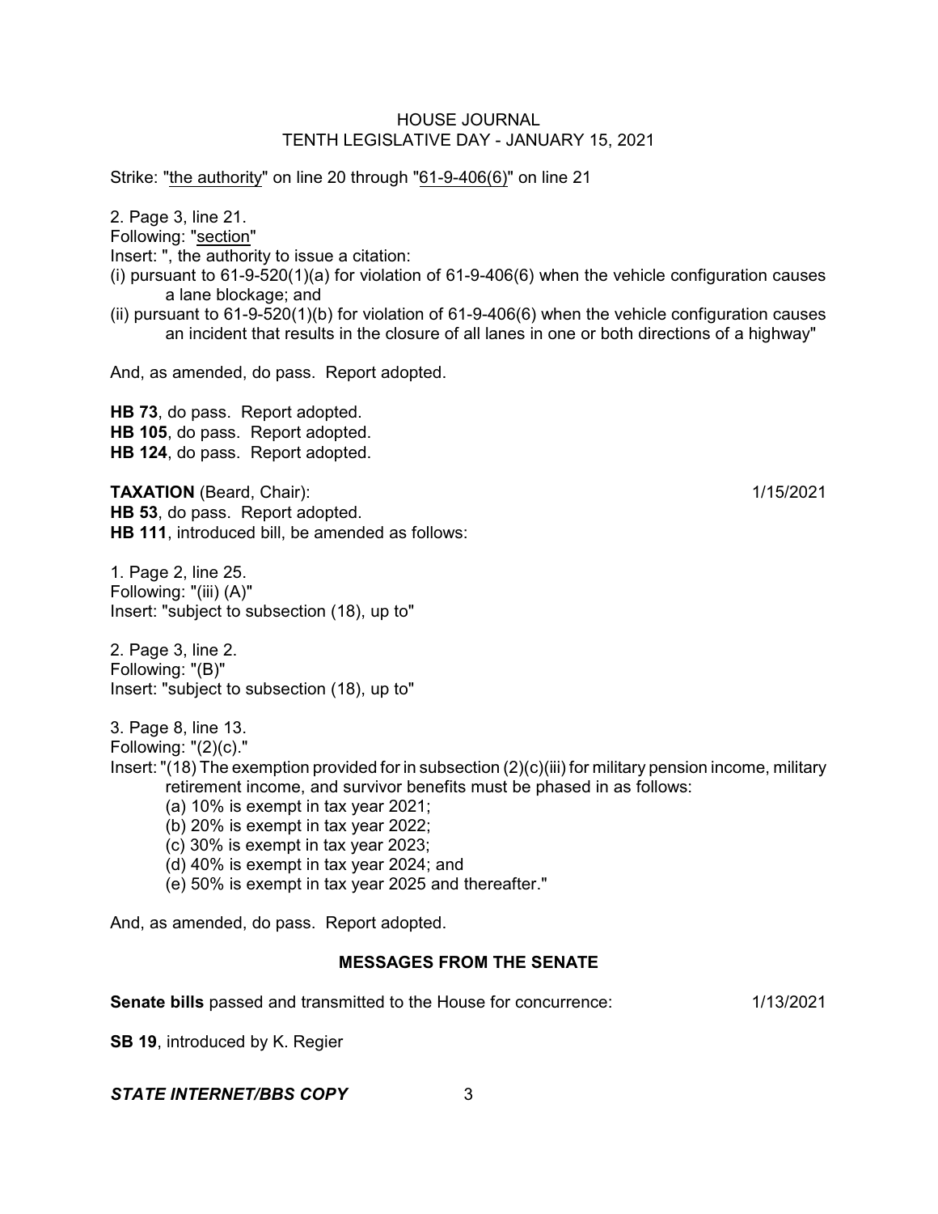Strike: "the authority" on line 20 through "61-9-406(6)" on line 21

2. Page 3, line 21.
Following: "section"
Insert: ", the authority to issue a citation:
(i) pursuant to 61-9-520(1)(a) for violation of 61-9-406(6) when the vehicle configuration causes a lane blockage; and
(ii) pursuant to 61-9-520(1)(b) for violation of 61-9-406(6) when the vehicle configuration causes an incident that results in the closure of all lanes in one or both directions of a highway"

And, as amended, do pass. Report adopted.

**HB 73**, do pass. Report adopted.
**HB 105**, do pass. Report adopted.
**HB 124**, do pass. Report adopted.

**TAXATION** (Beard, Chair): 1/15/2021
**HB 53**, do pass. Report adopted.
**HB 111**, introduced bill, be amended as follows:

1. Page 2, line 25.
Following: "(iii) (A)"
Insert: "subject to subsection (18), up to"

2. Page 3, line 2.
Following: "(B)"
Insert: "subject to subsection (18), up to"

3. Page 8, line 13.
Following: "(2)(c)."
Insert: "(18) The exemption provided for in subsection (2)(c)(iii) for military pension income, military retirement income, and survivor benefits must be phased in as follows:
(a) 10% is exempt in tax year 2021;
(b) 20% is exempt in tax year 2022;
(c) 30% is exempt in tax year 2023;
(d) 40% is exempt in tax year 2024; and
(e) 50% is exempt in tax year 2025 and thereafter."

And, as amended, do pass. Report adopted.

## MESSAGES FROM THE SENATE

**Senate bills** passed and transmitted to the House for concurrence: 1/13/2021

**SB 19**, introduced by K. Regier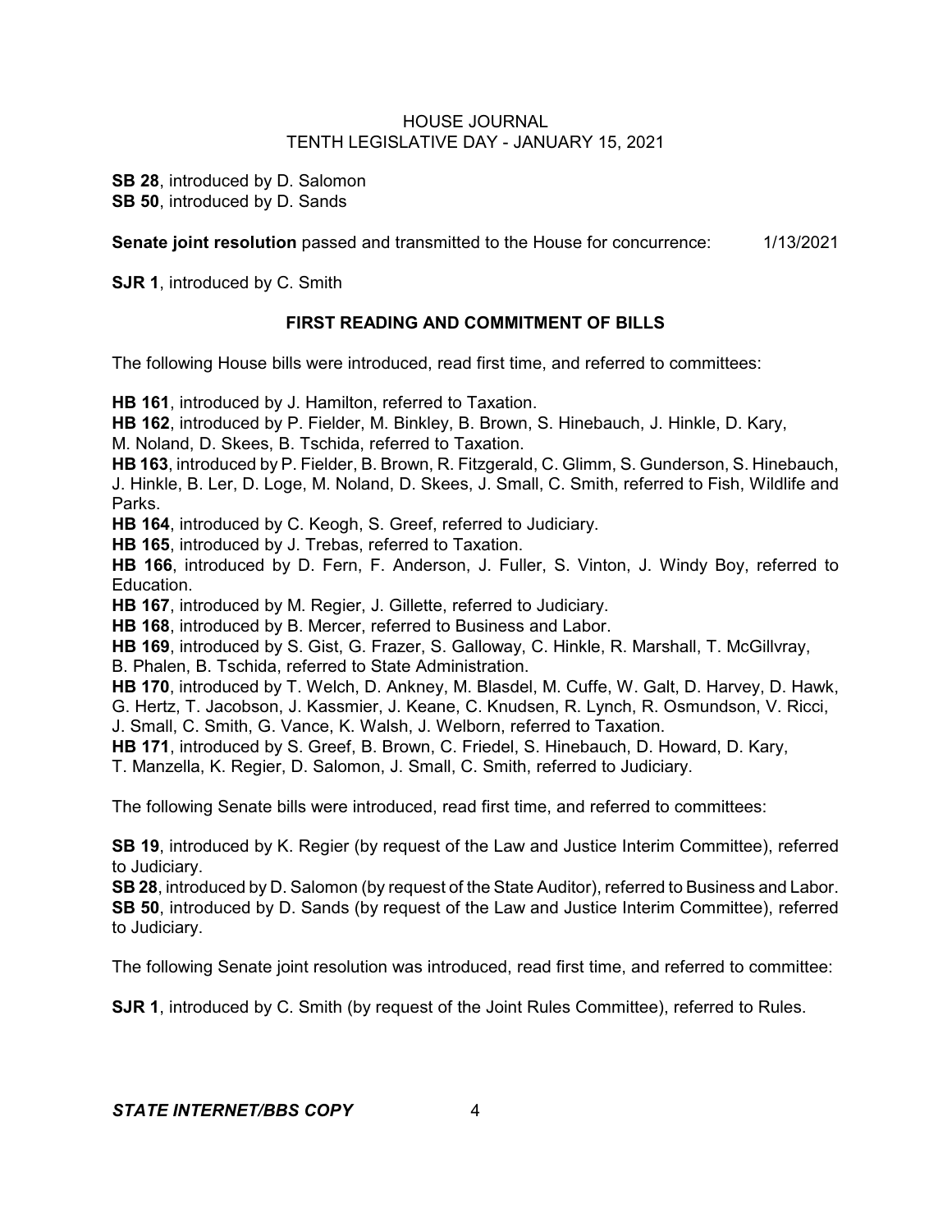**SB 28**, introduced by D. Salomon
**SB 50**, introduced by D. Sands

**Senate joint resolution** passed and transmitted to the House for concurrence: 1/13/2021

**SJR 1**, introduced by C. Smith

## FIRST READING AND COMMITMENT OF BILLS

The following House bills were introduced, read first time, and referred to committees:

**HB 161**, introduced by J. Hamilton, referred to Taxation.
**HB 162**, introduced by P. Fielder, M. Binkley, B. Brown, S. Hinebauch, J. Hinkle, D. Kary, M. Noland, D. Skees, B. Tschida, referred to Taxation.
**HB 163**, introduced by P. Fielder, B. Brown, R. Fitzgerald, C. Glimm, S. Gunderson, S. Hinebauch, J. Hinkle, B. Ler, D. Loge, M. Noland, D. Skees, J. Small, C. Smith, referred to Fish, Wildlife and Parks.
**HB 164**, introduced by C. Keogh, S. Greef, referred to Judiciary.
**HB 165**, introduced by J. Trebas, referred to Taxation.
**HB 166**, introduced by D. Fern, F. Anderson, J. Fuller, S. Vinton, J. Windy Boy, referred to Education.
**HB 167**, introduced by M. Regier, J. Gillette, referred to Judiciary.
**HB 168**, introduced by B. Mercer, referred to Business and Labor.
**HB 169**, introduced by S. Gist, G. Frazer, S. Galloway, C. Hinkle, R. Marshall, T. McGillvray, B. Phalen, B. Tschida, referred to State Administration.
**HB 170**, introduced by T. Welch, D. Ankney, M. Blasdel, M. Cuffe, W. Galt, D. Harvey, D. Hawk, G. Hertz, T. Jacobson, J. Kassmier, J. Keane, C. Knudsen, R. Lynch, R. Osmundson, V. Ricci, J. Small, C. Smith, G. Vance, K. Walsh, J. Welborn, referred to Taxation.
**HB 171**, introduced by S. Greef, B. Brown, C. Friedel, S. Hinebauch, D. Howard, D. Kary, T. Manzella, K. Regier, D. Salomon, J. Small, C. Smith, referred to Judiciary.

The following Senate bills were introduced, read first time, and referred to committees:

**SB 19**, introduced by K. Regier (by request of the Law and Justice Interim Committee), referred to Judiciary.
**SB 28**, introduced by D. Salomon (by request of the State Auditor), referred to Business and Labor.
**SB 50**, introduced by D. Sands (by request of the Law and Justice Interim Committee), referred to Judiciary.

The following Senate joint resolution was introduced, read first time, and referred to committee:

**SJR 1**, introduced by C. Smith (by request of the Joint Rules Committee), referred to Rules.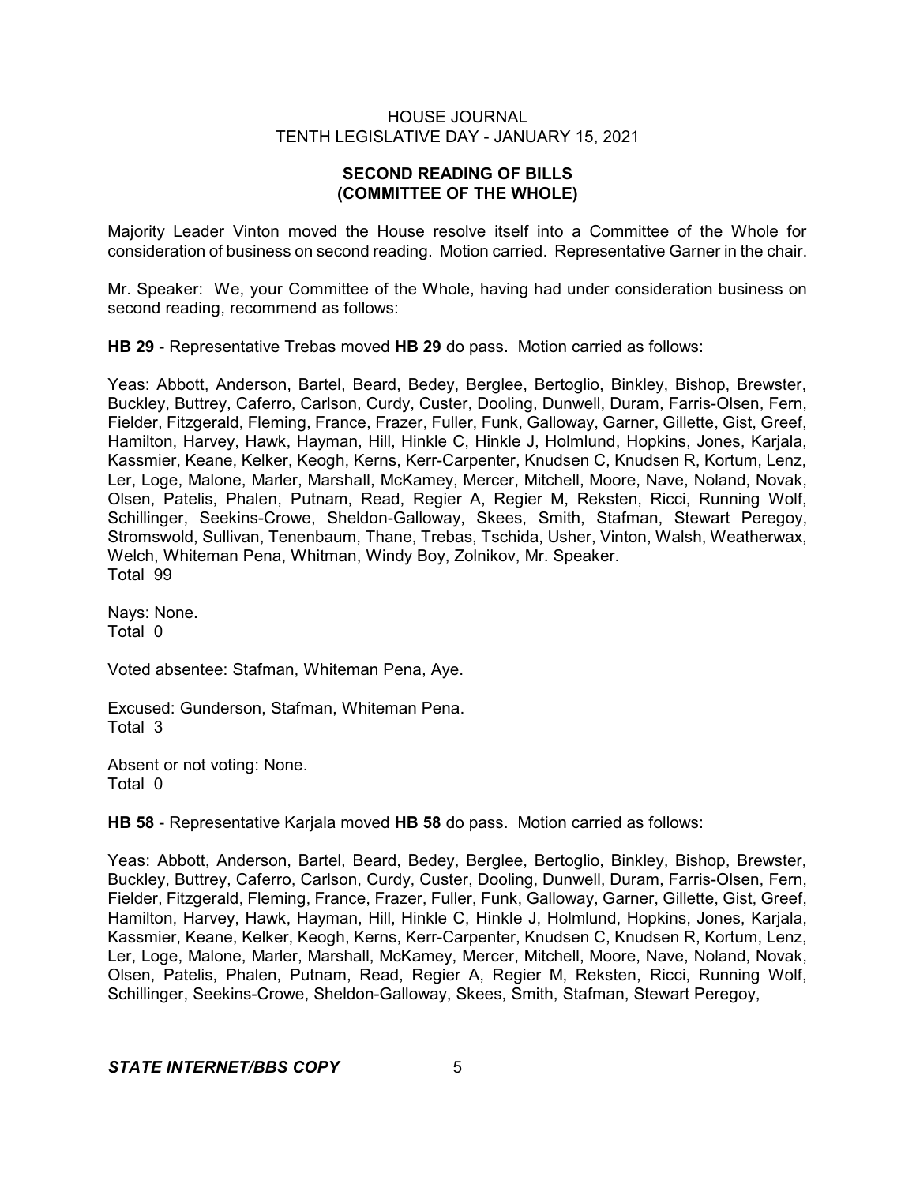## SECOND READING OF BILLS
## (COMMITTEE OF THE WHOLE)

Majority Leader Vinton moved the House resolve itself into a Committee of the Whole for consideration of business on second reading. Motion carried. Representative Garner in the chair.

Mr. Speaker: We, your Committee of the Whole, having had under consideration business on second reading, recommend as follows:

**HB 29** - Representative Trebas moved **HB 29** do pass. Motion carried as follows:

Yeas: Abbott, Anderson, Bartel, Beard, Bedey, Berglee, Bertoglio, Binkley, Bishop, Brewster, Buckley, Buttrey, Caferro, Carlson, Curdy, Custer, Dooling, Dunwell, Duram, Farris-Olsen, Fern, Fielder, Fitzgerald, Fleming, France, Frazer, Fuller, Funk, Galloway, Garner, Gillette, Gist, Greef, Hamilton, Harvey, Hawk, Hayman, Hill, Hinkle C, Hinkle J, Holmlund, Hopkins, Jones, Karjala, Kassmier, Keane, Kelker, Keogh, Kerns, Kerr-Carpenter, Knudsen C, Knudsen R, Kortum, Lenz, Ler, Loge, Malone, Marler, Marshall, McKamey, Mercer, Mitchell, Moore, Nave, Noland, Novak, Olsen, Patelis, Phalen, Putnam, Read, Regier A, Regier M, Reksten, Ricci, Running Wolf, Schillinger, Seekins-Crowe, Sheldon-Galloway, Skees, Smith, Stafman, Stewart Peregoy, Stromswold, Sullivan, Tenenbaum, Thane, Trebas, Tschida, Usher, Vinton, Walsh, Weatherwax, Welch, Whiteman Pena, Whitman, Windy Boy, Zolnikov, Mr. Speaker.
Total 99

Nays: None.
Total 0

Voted absentee: Stafman, Whiteman Pena, Aye.

Excused: Gunderson, Stafman, Whiteman Pena.
Total 3

Absent or not voting: None.
Total 0

**HB 58** - Representative Karjala moved **HB 58** do pass. Motion carried as follows:

Yeas: Abbott, Anderson, Bartel, Beard, Bedey, Berglee, Bertoglio, Binkley, Bishop, Brewster, Buckley, Buttrey, Caferro, Carlson, Curdy, Custer, Dooling, Dunwell, Duram, Farris-Olsen, Fern, Fielder, Fitzgerald, Fleming, France, Frazer, Fuller, Funk, Galloway, Garner, Gillette, Gist, Greef, Hamilton, Harvey, Hawk, Hayman, Hill, Hinkle C, Hinkle J, Holmlund, Hopkins, Jones, Karjala, Kassmier, Keane, Kelker, Keogh, Kerns, Kerr-Carpenter, Knudsen C, Knudsen R, Kortum, Lenz, Ler, Loge, Malone, Marler, Marshall, McKamey, Mercer, Mitchell, Moore, Nave, Noland, Novak, Olsen, Patelis, Phalen, Putnam, Read, Regier A, Regier M, Reksten, Ricci, Running Wolf, Schillinger, Seekins-Crowe, Sheldon-Galloway, Skees, Smith, Stafman, Stewart Peregoy,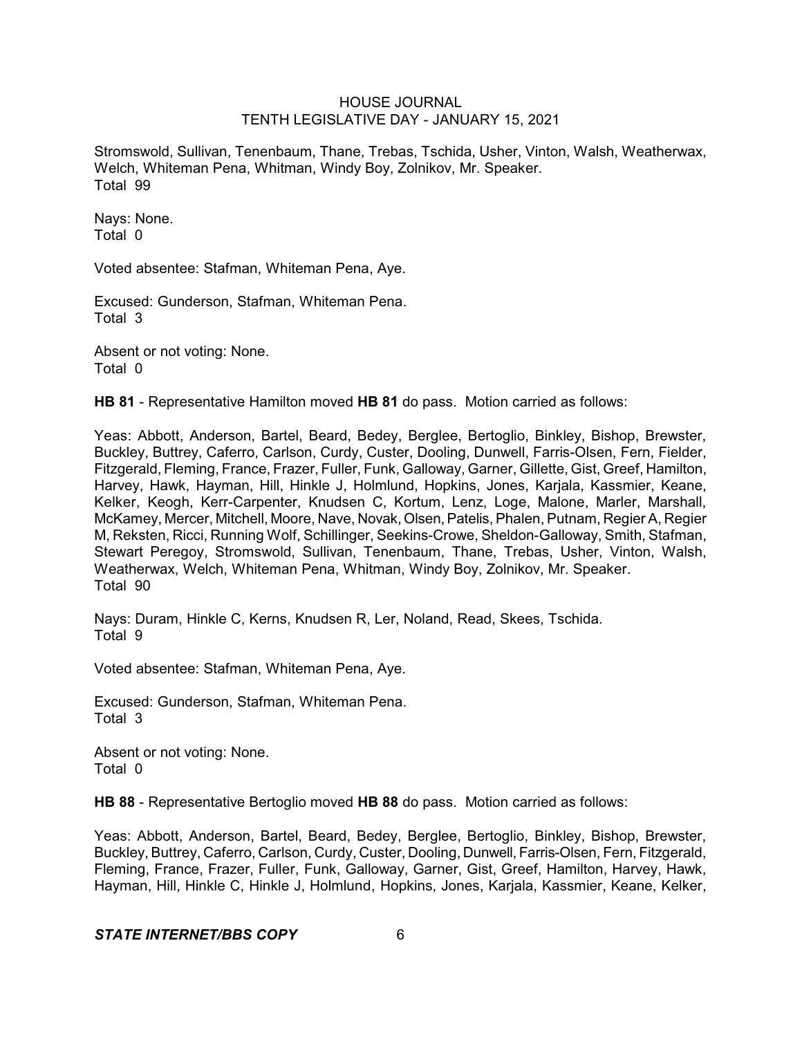Stromswold, Sullivan, Tenenbaum, Thane, Trebas, Tschida, Usher, Vinton, Walsh, Weatherwax, Welch, Whiteman Pena, Whitman, Windy Boy, Zolnikov, Mr. Speaker.
Total 99

Nays: None.
Total 0

Voted absentee: Stafman, Whiteman Pena, Aye.

Excused: Gunderson, Stafman, Whiteman Pena.
Total 3

Absent or not voting: None.
Total 0

**HB 81** - Representative Hamilton moved **HB 81** do pass. Motion carried as follows:

Yeas: Abbott, Anderson, Bartel, Beard, Bedey, Berglee, Bertoglio, Binkley, Bishop, Brewster, Buckley, Buttrey, Caferro, Carlson, Curdy, Custer, Dooling, Dunwell, Farris-Olsen, Fern, Fielder, Fitzgerald, Fleming, France, Frazer, Fuller, Funk, Galloway, Garner, Gillette, Gist, Greef, Hamilton, Harvey, Hawk, Hayman, Hill, Hinkle J, Holmlund, Hopkins, Jones, Karjala, Kassmier, Keane, Kelker, Keogh, Kerr-Carpenter, Knudsen C, Kortum, Lenz, Loge, Malone, Marler, Marshall, McKamey, Mercer, Mitchell, Moore, Nave, Novak, Olsen, Patelis, Phalen, Putnam, Regier A, Regier M, Reksten, Ricci, Running Wolf, Schillinger, Seekins-Crowe, Sheldon-Galloway, Smith, Stafman, Stewart Peregoy, Stromswold, Sullivan, Tenenbaum, Thane, Trebas, Usher, Vinton, Walsh, Weatherwax, Welch, Whiteman Pena, Whitman, Windy Boy, Zolnikov, Mr. Speaker.
Total 90

Nays: Duram, Hinkle C, Kerns, Knudsen R, Ler, Noland, Read, Skees, Tschida.
Total 9

Voted absentee: Stafman, Whiteman Pena, Aye.

Excused: Gunderson, Stafman, Whiteman Pena.
Total 3

Absent or not voting: None.
Total 0

**HB 88** - Representative Bertoglio moved **HB 88** do pass. Motion carried as follows:

Yeas: Abbott, Anderson, Bartel, Beard, Bedey, Berglee, Bertoglio, Binkley, Bishop, Brewster, Buckley, Buttrey, Caferro, Carlson, Curdy, Custer, Dooling, Dunwell, Farris-Olsen, Fern, Fitzgerald, Fleming, France, Frazer, Fuller, Funk, Galloway, Garner, Gist, Greef, Hamilton, Harvey, Hawk, Hayman, Hill, Hinkle C, Hinkle J, Holmlund, Hopkins, Jones, Karjala, Kassmier, Keane, Kelker,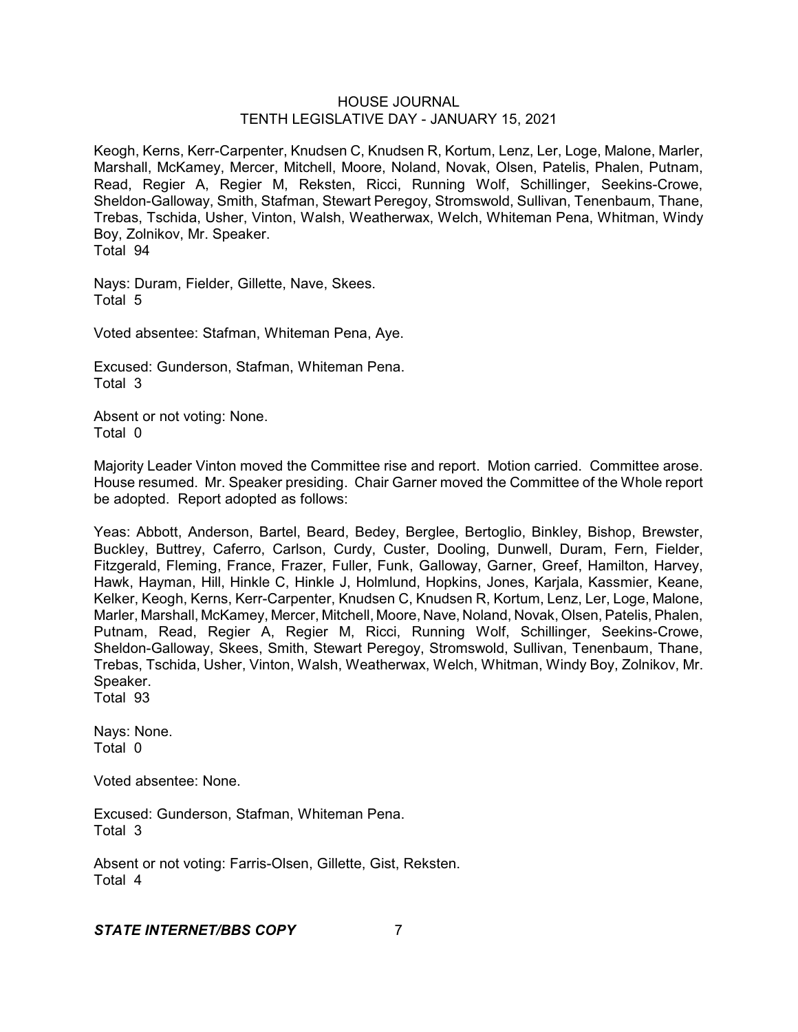Keogh, Kerns, Kerr-Carpenter, Knudsen C, Knudsen R, Kortum, Lenz, Ler, Loge, Malone, Marler, Marshall, McKamey, Mercer, Mitchell, Moore, Noland, Novak, Olsen, Patelis, Phalen, Putnam, Read, Regier A, Regier M, Reksten, Ricci, Running Wolf, Schillinger, Seekins-Crowe, Sheldon-Galloway, Smith, Stafman, Stewart Peregoy, Stromswold, Sullivan, Tenenbaum, Thane, Trebas, Tschida, Usher, Vinton, Walsh, Weatherwax, Welch, Whiteman Pena, Whitman, Windy Boy, Zolnikov, Mr. Speaker.
Total 94

Nays: Duram, Fielder, Gillette, Nave, Skees.
Total 5

Voted absentee: Stafman, Whiteman Pena, Aye.

Excused: Gunderson, Stafman, Whiteman Pena.
Total 3

Absent or not voting: None.
Total 0

Majority Leader Vinton moved the Committee rise and report. Motion carried. Committee arose. House resumed. Mr. Speaker presiding. Chair Garner moved the Committee of the Whole report be adopted. Report adopted as follows:

Yeas: Abbott, Anderson, Bartel, Beard, Bedey, Berglee, Bertoglio, Binkley, Bishop, Brewster, Buckley, Buttrey, Caferro, Carlson, Curdy, Custer, Dooling, Dunwell, Duram, Fern, Fielder, Fitzgerald, Fleming, France, Frazer, Fuller, Funk, Galloway, Garner, Greef, Hamilton, Harvey, Hawk, Hayman, Hill, Hinkle C, Hinkle J, Holmlund, Hopkins, Jones, Karjala, Kassmier, Keane, Kelker, Keogh, Kerns, Kerr-Carpenter, Knudsen C, Knudsen R, Kortum, Lenz, Ler, Loge, Malone, Marler, Marshall, McKamey, Mercer, Mitchell, Moore, Nave, Noland, Novak, Olsen, Patelis, Phalen, Putnam, Read, Regier A, Regier M, Ricci, Running Wolf, Schillinger, Seekins-Crowe, Sheldon-Galloway, Skees, Smith, Stewart Peregoy, Stromswold, Sullivan, Tenenbaum, Thane, Trebas, Tschida, Usher, Vinton, Walsh, Weatherwax, Welch, Whitman, Windy Boy, Zolnikov, Mr. Speaker.
Total 93

Nays: None.
Total 0

Voted absentee: None.

Excused: Gunderson, Stafman, Whiteman Pena.
Total 3

Absent or not voting: Farris-Olsen, Gillette, Gist, Reksten.
Total 4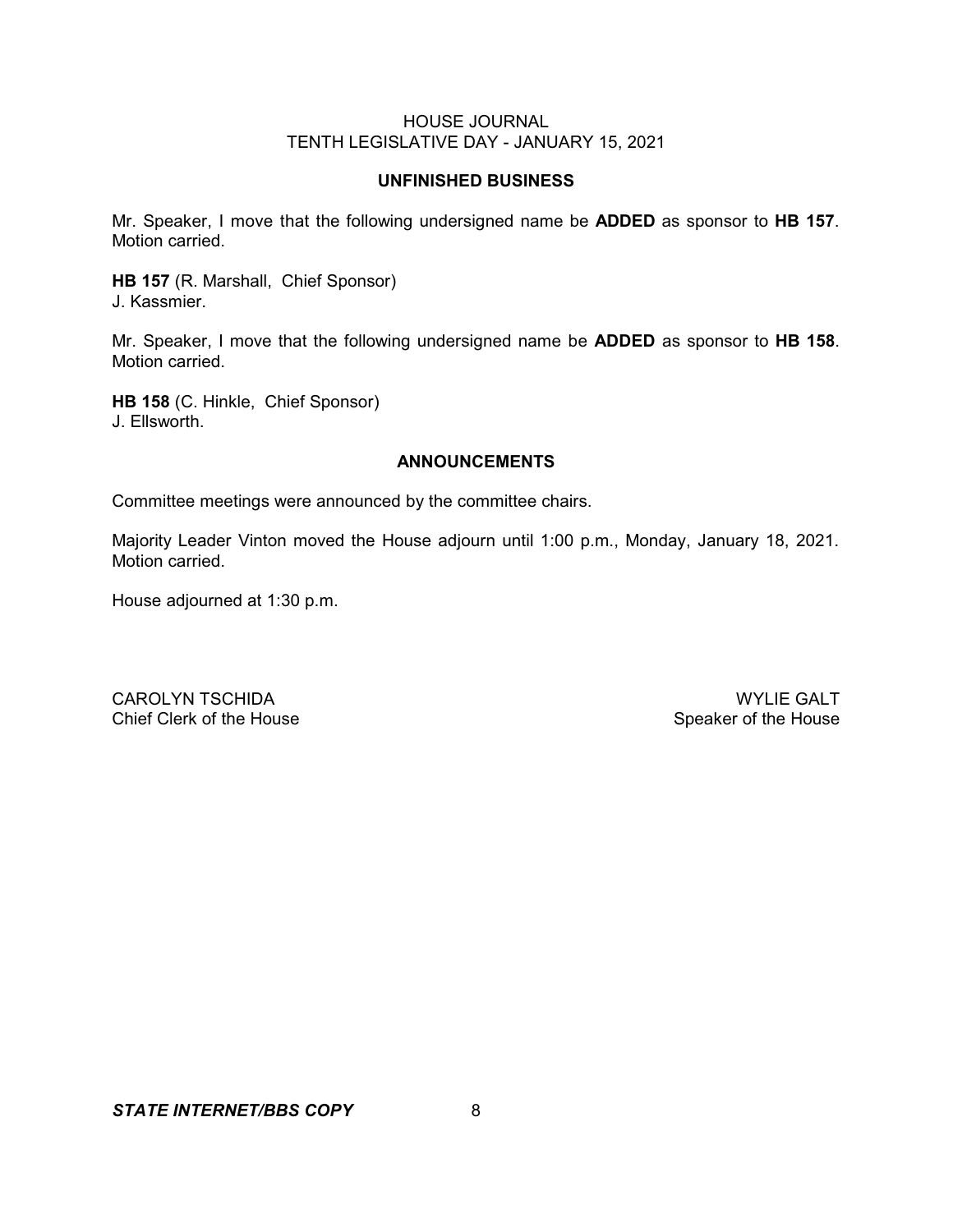## UNFINISHED BUSINESS

Mr. Speaker, I move that the following undersigned name be **ADDED** as sponsor to **HB 157**. Motion carried.

**HB 157** (R. Marshall, Chief Sponsor)
J. Kassmier.

Mr. Speaker, I move that the following undersigned name be **ADDED** as sponsor to **HB 158**. Motion carried.

**HB 158** (C. Hinkle, Chief Sponsor)
J. Ellsworth.

## ANNOUNCEMENTS

Committee meetings were announced by the committee chairs.

Majority Leader Vinton moved the House adjourn until 1:00 p.m., Monday, January 18, 2021. Motion carried.

House adjourned at 1:30 p.m.

CAROLYN TSCHIDA
Chief Clerk of the House

WYLIE GALT
Speaker of the House